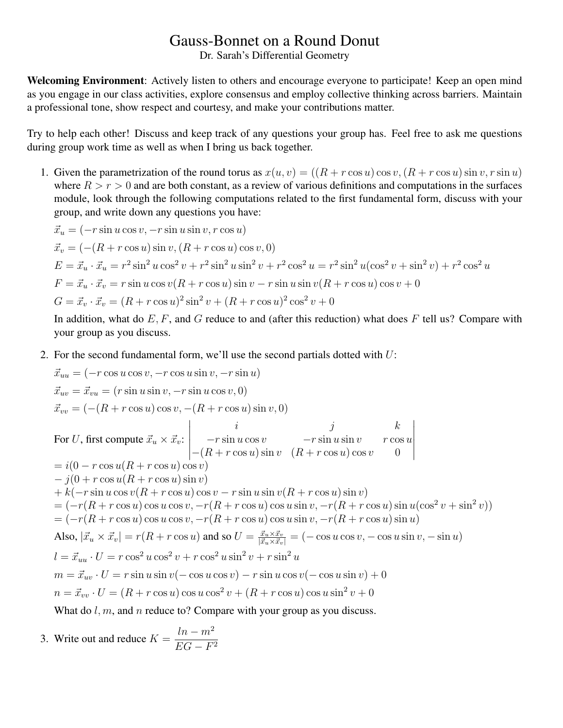# Gauss-Bonnet on a Round Donut

Dr. Sarah's Differential Geometry

**Welcoming Environment**: Actively listen to others and encourage everyone to participate! Keep an open mind as you engage in our class activities, explore consensus and employ collective thinking across barriers. Maintain a professional tone, show respect and courtesy, and make your contributions matter.

Try to help each other! Discuss and keep track of any questions your group has. Feel free to ask me questions during group work time as well as when I bring us back together.

1. Given the parametrization of the round torus as $x(u, v) = ((R + r\cos u)\cos v, (R + r\cos u)\sin v, r\sin u)$ where $R > r > 0$ and are both constant, as a review of various definitions and computations in the surfaces module, look through the following computations related to the first fundamental form, discuss with your group, and write down any questions you have:

   $\vec{x}_u = (-r\sin u\cos v, -r\sin u\sin v, r\cos u)$

   $\vec{x}_v = (-(R + r\cos u)\sin v, (R + r\cos u)\cos v, 0)$

   $E = \vec{x}_u \cdot \vec{x}_u = r^2\sin^2 u\cos^2 v + r^2\sin^2 u\sin^2 v + r^2\cos^2 u = r^2\sin^2 u(\cos^2 v + \sin^2 v) + r^2\cos^2 u$

   $F = \vec{x}_u \cdot \vec{x}_v = r\sin u\cos v(R + r\cos u)\sin v - r\sin u\sin v(R + r\cos u)\cos v + 0$

   $G = \vec{x}_v \cdot \vec{x}_v = (R + r\cos u)^2\sin^2 v + (R + r\cos u)^2\cos^2 v + 0$

   In addition, what do $E, F$, and $G$ reduce to and (after this reduction) what does $F$ tell us? Compare with your group as you discuss.

2. For the second fundamental form, we'll use the second partials dotted with $U$:

   $\vec{x}_{uu} = (-r\cos u\cos v, -r\cos u\sin v, -r\sin u)$

   $\vec{x}_{uv} = \vec{x}_{vu} = (r\sin u\sin v, -r\sin u\cos v, 0)$

   $\vec{x}_{vv} = (-(R + r\cos u)\cos v, -(R + r\cos u)\sin v, 0)$

   For $U$, first compute $\vec{x}_u \times \vec{x}_v$: $\begin{vmatrix} i & j & k \\ -r\sin u\cos v & -r\sin u\sin v & r\cos u \\ -(R + r\cos u)\sin v & (R + r\cos u)\cos v & 0 \end{vmatrix}$

   $= i(0 - r\cos u(R + r\cos u)\cos v)$

   $- j(0 + r\cos u(R + r\cos u)\sin v)$

   $+ k(-r\sin u\cos v(R + r\cos u)\cos v - r\sin u\sin v(R + r\cos u)\sin v)$

   $= (-r(R + r\cos u)\cos u\cos v, -r(R + r\cos u)\cos u\sin v, -r(R + r\cos u)\sin u(\cos^2 v + \sin^2 v))$

   $= (-r(R + r\cos u)\cos u\cos v, -r(R + r\cos u)\cos u\sin v, -r(R + r\cos u)\sin u)$

   Also, $|\vec{x}_u \times \vec{x}_v| = r(R + r\cos u)$ and so $U = \frac{\vec{x}_u \times \vec{x}_v}{|\vec{x}_u \times \vec{x}_v|} = (-\cos u\cos v, -\cos u\sin v, -\sin u)$

   $l = \vec{x}_{uu} \cdot U = r\cos^2 u\cos^2 v + r\cos^2 u\sin^2 v + r\sin^2 u$

   $m = \vec{x}_{uv} \cdot U = r\sin u\sin v(-\cos u\cos v) - r\sin u\cos v(-\cos u\sin v) + 0$

   $n = \vec{x}_{vv} \cdot U = (R + r\cos u)\cos u\cos^2 v + (R + r\cos u)\cos u\sin^2 v + 0$

   What do $l, m$, and $n$ reduce to? Compare with your group as you discuss.

3. Write out and reduce $K = \dfrac{ln - m^2}{EG - F^2}$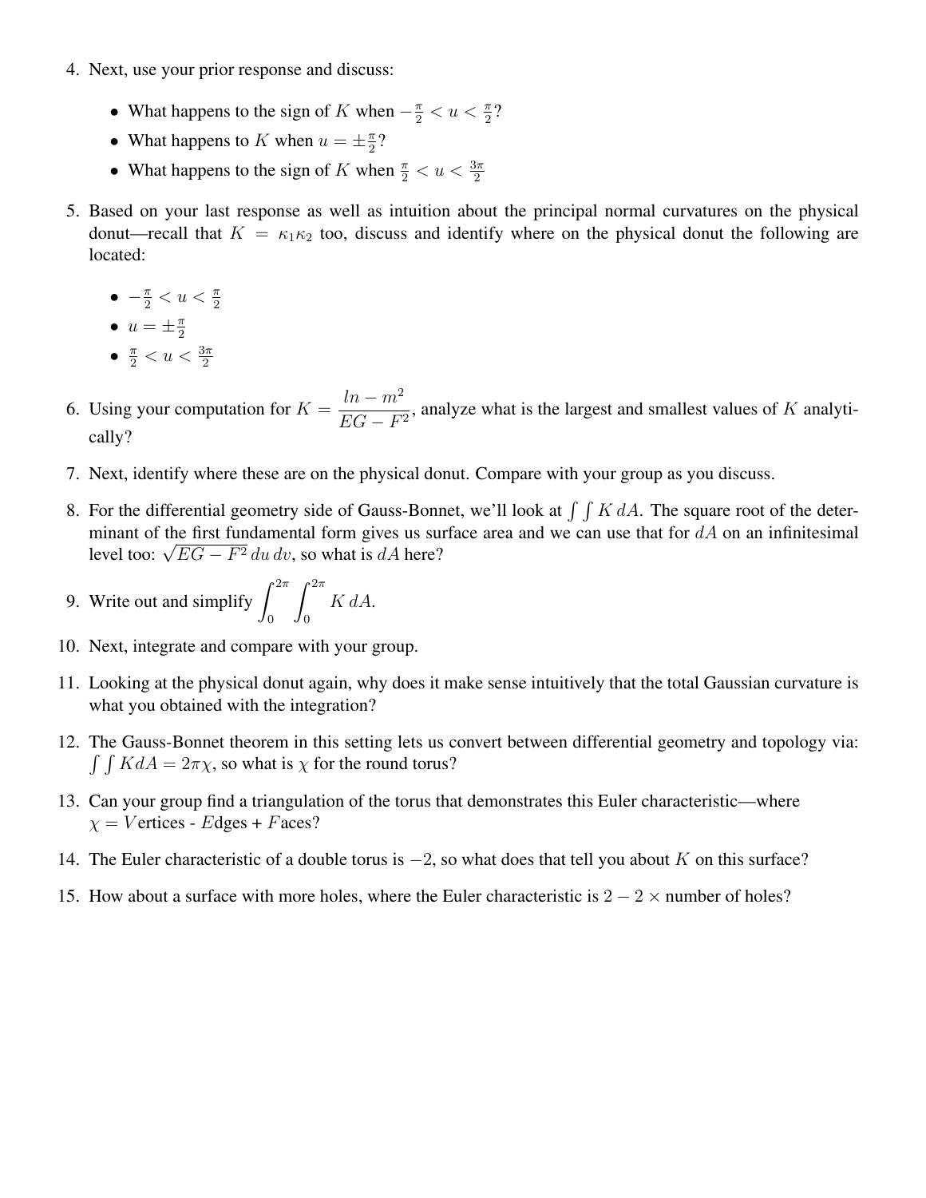4. Next, use your prior response and discuss:

   - What happens to the sign of $K$ when $-\frac{\pi}{2} < u < \frac{\pi}{2}$?
   - What happens to $K$ when $u = \pm\frac{\pi}{2}$?
   - What happens to the sign of $K$ when $\frac{\pi}{2} < u < \frac{3\pi}{2}$

5. Based on your last response as well as intuition about the principal normal curvatures on the physical donut—recall that $K = \kappa_1\kappa_2$ too, discuss and identify where on the physical donut the following are located:

   - $-\frac{\pi}{2} < u < \frac{\pi}{2}$
   - $u = \pm\frac{\pi}{2}$
   - $\frac{\pi}{2} < u < \frac{3\pi}{2}$

6. Using your computation for $K = \dfrac{ln - m^2}{EG - F^2}$, analyze what is the largest and smallest values of $K$ analytically?

7. Next, identify where these are on the physical donut. Compare with your group as you discuss.

8. For the differential geometry side of Gauss-Bonnet, we'll look at $\int\int K\,dA$. The square root of the determinant of the first fundamental form gives us surface area and we can use that for $dA$ on an infinitesimal level too: $\sqrt{EG - F^2}\,du\,dv$, so what is $dA$ here?

9. Write out and simplify $\displaystyle\int_0^{2\pi}\int_0^{2\pi} K\,dA$.

10. Next, integrate and compare with your group.

11. Looking at the physical donut again, why does it make sense intuitively that the total Gaussian curvature is what you obtained with the integration?

12. The Gauss-Bonnet theorem in this setting lets us convert between differential geometry and topology via: $\int\int K dA = 2\pi\chi$, so what is $\chi$ for the round torus?

13. Can your group find a triangulation of the torus that demonstrates this Euler characteristic—where $\chi = V$ertices - $E$dges + $F$aces?

14. The Euler characteristic of a double torus is $-2$, so what does that tell you about $K$ on this surface?

15. How about a surface with more holes, where the Euler characteristic is $2 - 2 \times$ number of holes?